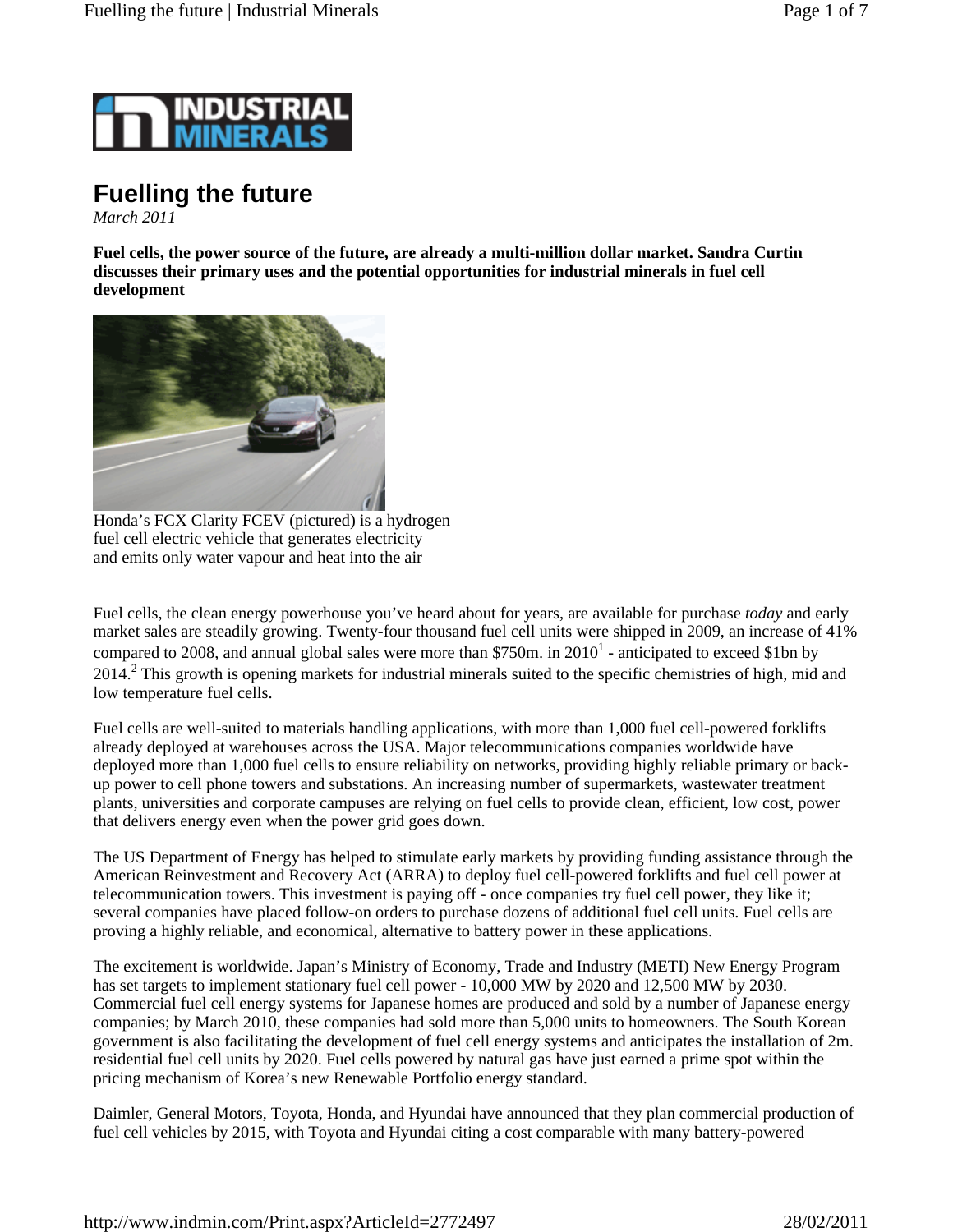INDUSTRIAL MINERALS

# Fuelling the future

*March 2011*

**Fuel cells, the power source of the future, are already a multi-million dollar market. Sandra Curtin discusses their primary uses and the potential opportunities for industrial minerals in fuel cell development**

Honda's FCX Clarity FCEV (pictured) is a hydrogen fuel cell electric vehicle that generates electricity and emits only water vapour and heat into the air

Fuel cells, the clean energy powerhouse you've heard about for years, are available for purchase *today* and early market sales are steadily growing. Twenty-four thousand fuel cell units were shipped in 2009, an increase of 41% compared to 2008, and annual global sales were more than \$750m. in 2010[1] - anticipated to exceed \$1bn by 2014.[2] This growth is opening markets for industrial minerals suited to the specific chemistries of high, mid and low temperature fuel cells.

Fuel cells are well-suited to materials handling applications, with more than 1,000 fuel cell-powered forklifts already deployed at warehouses across the USA. Major telecommunications companies worldwide have deployed more than 1,000 fuel cells to ensure reliability on networks, providing highly reliable primary or back-up power to cell phone towers and substations. An increasing number of supermarkets, wastewater treatment plants, universities and corporate campuses are relying on fuel cells to provide clean, efficient, low cost, power that delivers energy even when the power grid goes down.

The US Department of Energy has helped to stimulate early markets by providing funding assistance through the American Reinvestment and Recovery Act (ARRA) to deploy fuel cell-powered forklifts and fuel cell power at telecommunication towers. This investment is paying off - once companies try fuel cell power, they like it; several companies have placed follow-on orders to purchase dozens of additional fuel cell units. Fuel cells are proving a highly reliable, and economical, alternative to battery power in these applications.

The excitement is worldwide. Japan's Ministry of Economy, Trade and Industry (METI) New Energy Program has set targets to implement stationary fuel cell power - 10,000 MW by 2020 and 12,500 MW by 2030. Commercial fuel cell energy systems for Japanese homes are produced and sold by a number of Japanese energy companies; by March 2010, these companies had sold more than 5,000 units to homeowners. The South Korean government is also facilitating the development of fuel cell energy systems and anticipates the installation of 2m. residential fuel cell units by 2020. Fuel cells powered by natural gas have just earned a prime spot within the pricing mechanism of Korea's new Renewable Portfolio energy standard.

Daimler, General Motors, Toyota, Honda, and Hyundai have announced that they plan commercial production of fuel cell vehicles by 2015, with Toyota and Hyundai citing a cost comparable with many battery-powered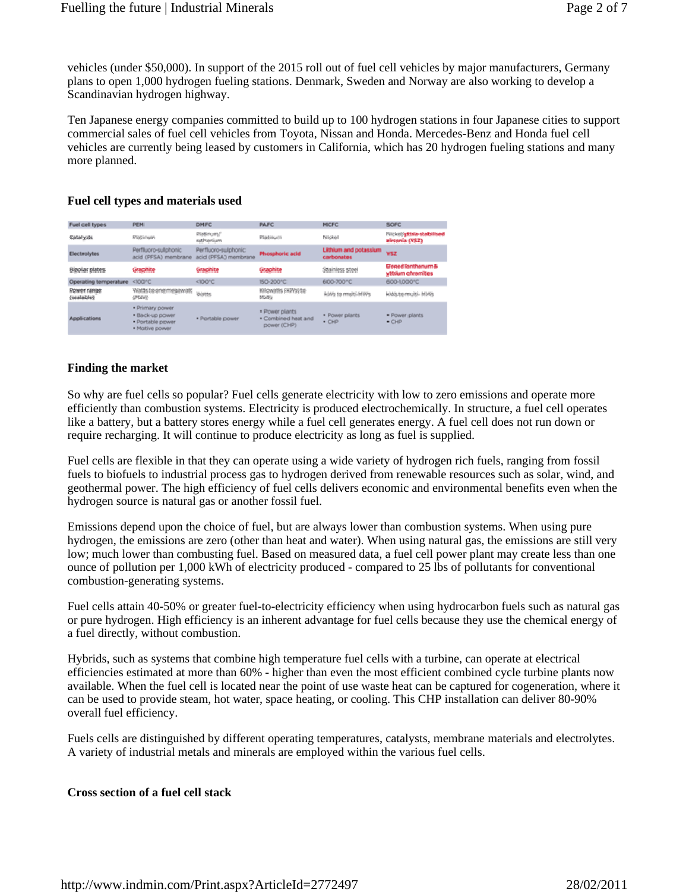vehicles (under $50,000). In support of the 2015 roll out of fuel cell vehicles by major manufacturers, Germany plans to open 1,000 hydrogen fueling stations. Denmark, Sweden and Norway are also working to develop a Scandinavian hydrogen highway.

Ten Japanese energy companies committed to build up to 100 hydrogen stations in four Japanese cities to support commercial sales of fuel cell vehicles from Toyota, Nissan and Honda. Mercedes-Benz and Honda fuel cell vehicles are currently being leased by customers in California, which has 20 hydrogen fueling stations and many more planned.

### Fuel cell types and materials used

| Fuel cell types | PEM | DMFC | PAFC | MCFC | SOFC |
|---|---|---|---|---|---|
| Catalysts | Platinum | Platinum/ ruthenium | Platinum | Nickel | Nickel/yttria-stabilised zirconia (YSZ) |
| Electrolytes | Perfluoro-sulphonic acid (PFSA) membrane | Perfluoro-sulphonic acid (PFSA) membrane | Phosphoric acid | Lithium and potassium carbonates | YSZ |
| Bipolar plates | Graphite | Graphite | Graphite | Stainless steel | Doped lanthanum & yttrium chromites |
| Operating temperature | <100°C | <100°C | 150-200°C | 600-700°C | 600-1,000°C |
| Power range (scalable) | Watts to one megawatt (PEM) | Watts | Kilowatts (kW) to MWs | kWs to multi-MWs | kWs to multi-MWs |
| Applications | • Primary power • Back-up power • Portable power • Motive power | • Portable power | • Power plants • Combined heat and power (CHP) | • Power plants • CHP | • Power plants • CHP |

### Finding the market

So why are fuel cells so popular? Fuel cells generate electricity with low to zero emissions and operate more efficiently than combustion systems. Electricity is produced electrochemically. In structure, a fuel cell operates like a battery, but a battery stores energy while a fuel cell generates energy. A fuel cell does not run down or require recharging. It will continue to produce electricity as long as fuel is supplied.

Fuel cells are flexible in that they can operate using a wide variety of hydrogen rich fuels, ranging from fossil fuels to biofuels to industrial process gas to hydrogen derived from renewable resources such as solar, wind, and geothermal power. The high efficiency of fuel cells delivers economic and environmental benefits even when the hydrogen source is natural gas or another fossil fuel.

Emissions depend upon the choice of fuel, but are always lower than combustion systems. When using pure hydrogen, the emissions are zero (other than heat and water). When using natural gas, the emissions are still very low; much lower than combusting fuel. Based on measured data, a fuel cell power plant may create less than one ounce of pollution per 1,000 kWh of electricity produced - compared to 25 lbs of pollutants for conventional combustion-generating systems.

Fuel cells attain 40-50% or greater fuel-to-electricity efficiency when using hydrocarbon fuels such as natural gas or pure hydrogen. High efficiency is an inherent advantage for fuel cells because they use the chemical energy of a fuel directly, without combustion.

Hybrids, such as systems that combine high temperature fuel cells with a turbine, can operate at electrical efficiencies estimated at more than 60% - higher than even the most efficient combined cycle turbine plants now available. When the fuel cell is located near the point of use waste heat can be captured for cogeneration, where it can be used to provide steam, hot water, space heating, or cooling. This CHP installation can deliver 80-90% overall fuel efficiency.

Fuels cells are distinguished by different operating temperatures, catalysts, membrane materials and electrolytes. A variety of industrial metals and minerals are employed within the various fuel cells.

### Cross section of a fuel cell stack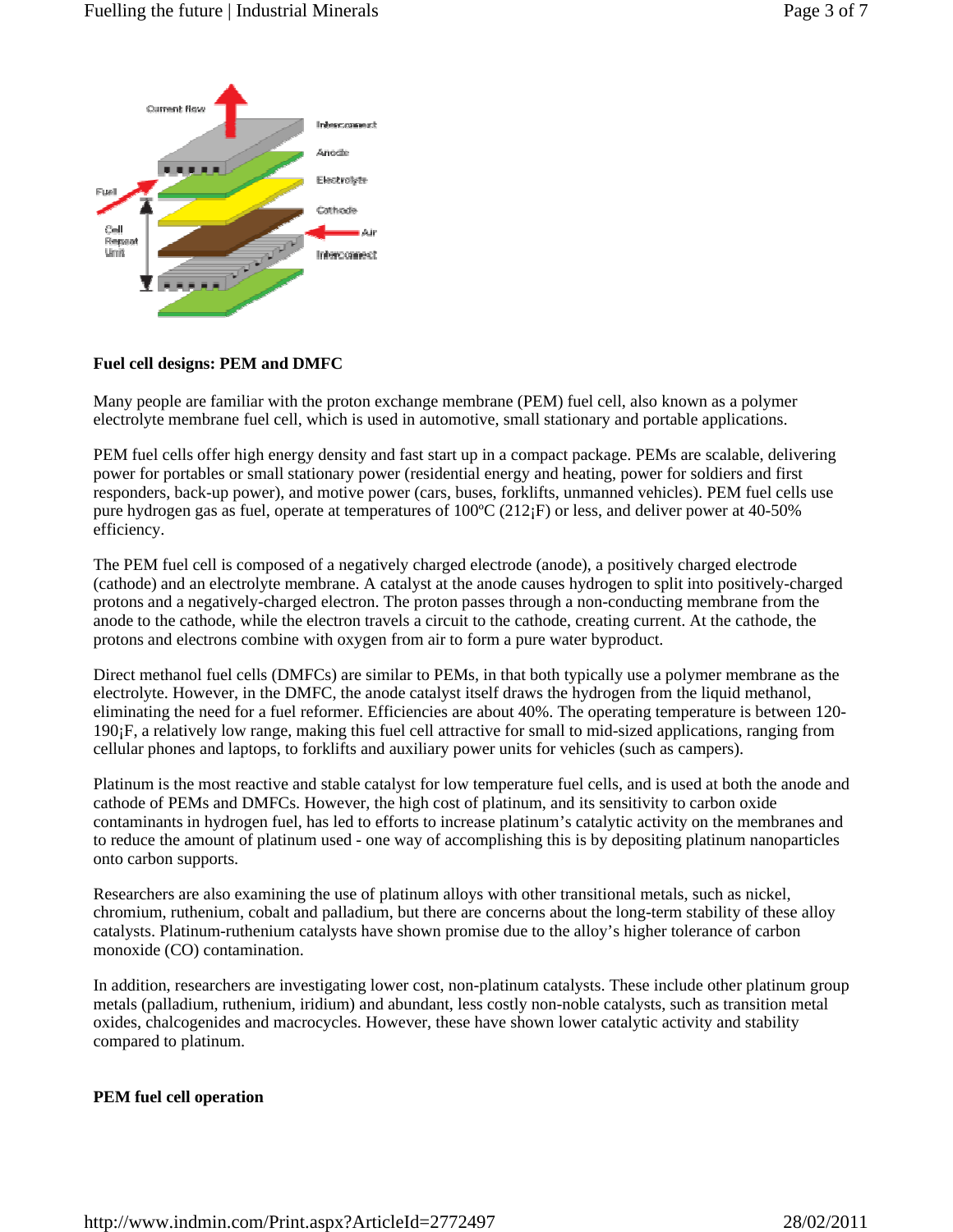## Fuel cell designs: PEM and DMFC

Many people are familiar with the proton exchange membrane (PEM) fuel cell, also known as a polymer electrolyte membrane fuel cell, which is used in automotive, small stationary and portable applications.

PEM fuel cells offer high energy density and fast start up in a compact package. PEMs are scalable, delivering power for portables or small stationary power (residential energy and heating, power for soldiers and first responders, back-up power), and motive power (cars, buses, forklifts, unmanned vehicles). PEM fuel cells use pure hydrogen gas as fuel, operate at temperatures of 100ºC (212¡F) or less, and deliver power at 40-50% efficiency.

The PEM fuel cell is composed of a negatively charged electrode (anode), a positively charged electrode (cathode) and an electrolyte membrane. A catalyst at the anode causes hydrogen to split into positively-charged protons and a negatively-charged electron. The proton passes through a non-conducting membrane from the anode to the cathode, while the electron travels a circuit to the cathode, creating current. At the cathode, the protons and electrons combine with oxygen from air to form a pure water byproduct.

Direct methanol fuel cells (DMFCs) are similar to PEMs, in that both typically use a polymer membrane as the electrolyte. However, in the DMFC, the anode catalyst itself draws the hydrogen from the liquid methanol, eliminating the need for a fuel reformer. Efficiencies are about 40%. The operating temperature is between 120-190¡F, a relatively low range, making this fuel cell attractive for small to mid-sized applications, ranging from cellular phones and laptops, to forklifts and auxiliary power units for vehicles (such as campers).

Platinum is the most reactive and stable catalyst for low temperature fuel cells, and is used at both the anode and cathode of PEMs and DMFCs. However, the high cost of platinum, and its sensitivity to carbon oxide contaminants in hydrogen fuel, has led to efforts to increase platinum's catalytic activity on the membranes and to reduce the amount of platinum used - one way of accomplishing this is by depositing platinum nanoparticles onto carbon supports.

Researchers are also examining the use of platinum alloys with other transitional metals, such as nickel, chromium, ruthenium, cobalt and palladium, but there are concerns about the long-term stability of these alloy catalysts. Platinum-ruthenium catalysts have shown promise due to the alloy's higher tolerance of carbon monoxide (CO) contamination.

In addition, researchers are investigating lower cost, non-platinum catalysts. These include other platinum group metals (palladium, ruthenium, iridium) and abundant, less costly non-noble catalysts, such as transition metal oxides, chalcogenides and macrocycles. However, these have shown lower catalytic activity and stability compared to platinum.

## PEM fuel cell operation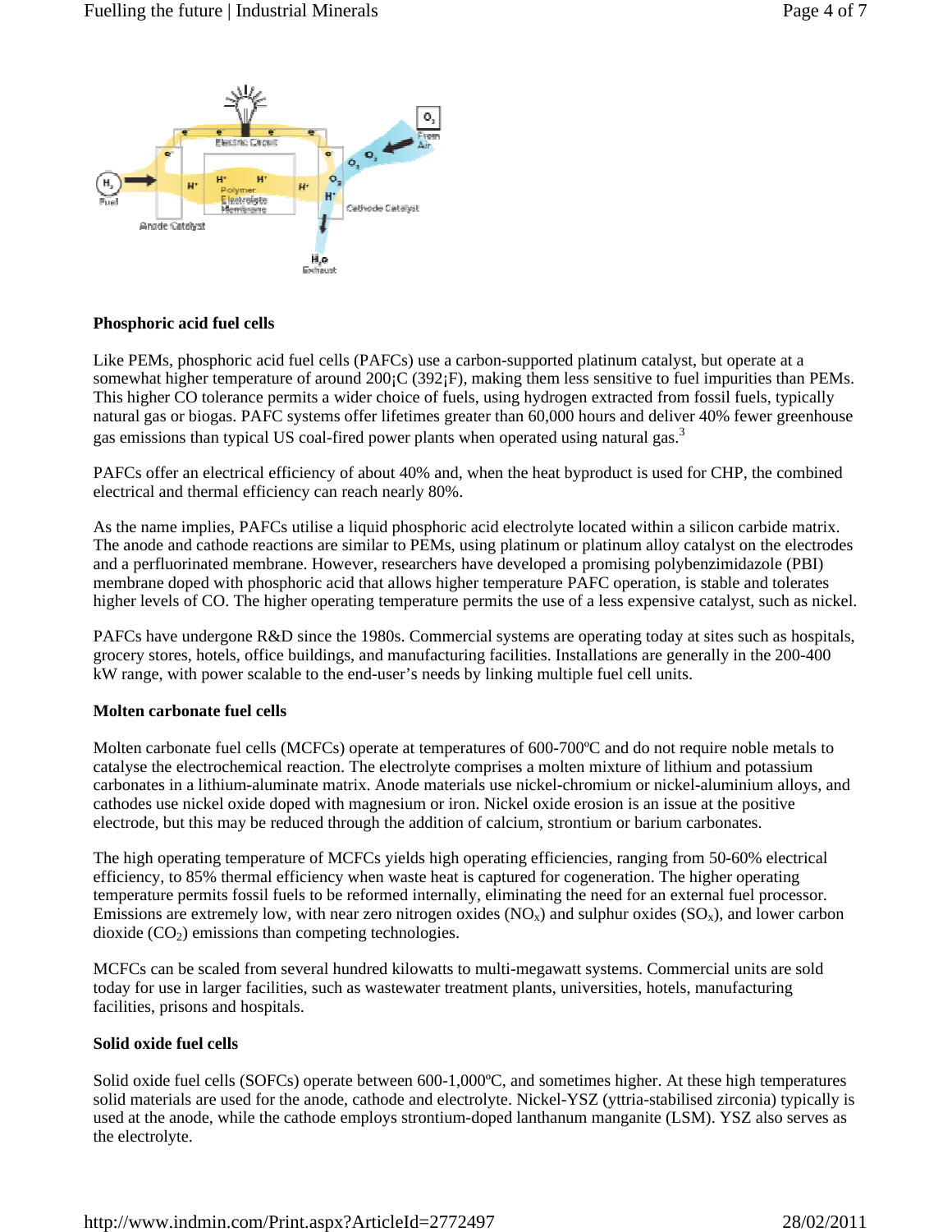### Phosphoric acid fuel cells

Like PEMs, phosphoric acid fuel cells (PAFCs) use a carbon-supported platinum catalyst, but operate at a somewhat higher temperature of around 200¡C (392¡F), making them less sensitive to fuel impurities than PEMs. This higher CO tolerance permits a wider choice of fuels, using hydrogen extracted from fossil fuels, typically natural gas or biogas. PAFC systems offer lifetimes greater than 60,000 hours and deliver 40% fewer greenhouse gas emissions than typical US coal-fired power plants when operated using natural gas.[3]

PAFCs offer an electrical efficiency of about 40% and, when the heat byproduct is used for CHP, the combined electrical and thermal efficiency can reach nearly 80%.

As the name implies, PAFCs utilise a liquid phosphoric acid electrolyte located within a silicon carbide matrix. The anode and cathode reactions are similar to PEMs, using platinum or platinum alloy catalyst on the electrodes and a perfluorinated membrane. However, researchers have developed a promising polybenzimidazole (PBI) membrane doped with phosphoric acid that allows higher temperature PAFC operation, is stable and tolerates higher levels of CO. The higher operating temperature permits the use of a less expensive catalyst, such as nickel.

PAFCs have undergone R&D since the 1980s. Commercial systems are operating today at sites such as hospitals, grocery stores, hotels, office buildings, and manufacturing facilities. Installations are generally in the 200-400 kW range, with power scalable to the end-user's needs by linking multiple fuel cell units.

### Molten carbonate fuel cells

Molten carbonate fuel cells (MCFCs) operate at temperatures of 600-700ºC and do not require noble metals to catalyse the electrochemical reaction. The electrolyte comprises a molten mixture of lithium and potassium carbonates in a lithium-aluminate matrix. Anode materials use nickel-chromium or nickel-aluminium alloys, and cathodes use nickel oxide doped with magnesium or iron. Nickel oxide erosion is an issue at the positive electrode, but this may be reduced through the addition of calcium, strontium or barium carbonates.

The high operating temperature of MCFCs yields high operating efficiencies, ranging from 50-60% electrical efficiency, to 85% thermal efficiency when waste heat is captured for cogeneration. The higher operating temperature permits fossil fuels to be reformed internally, eliminating the need for an external fuel processor. Emissions are extremely low, with near zero nitrogen oxides ($NO_x$) and sulphur oxides ($SO_x$), and lower carbon dioxide ($CO_2$) emissions than competing technologies.

MCFCs can be scaled from several hundred kilowatts to multi-megawatt systems. Commercial units are sold today for use in larger facilities, such as wastewater treatment plants, universities, hotels, manufacturing facilities, prisons and hospitals.

### Solid oxide fuel cells

Solid oxide fuel cells (SOFCs) operate between 600-1,000ºC, and sometimes higher. At these high temperatures solid materials are used for the anode, cathode and electrolyte. Nickel-YSZ (yttria-stabilised zirconia) typically is used at the anode, while the cathode employs strontium-doped lanthanum manganite (LSM). YSZ also serves as the electrolyte.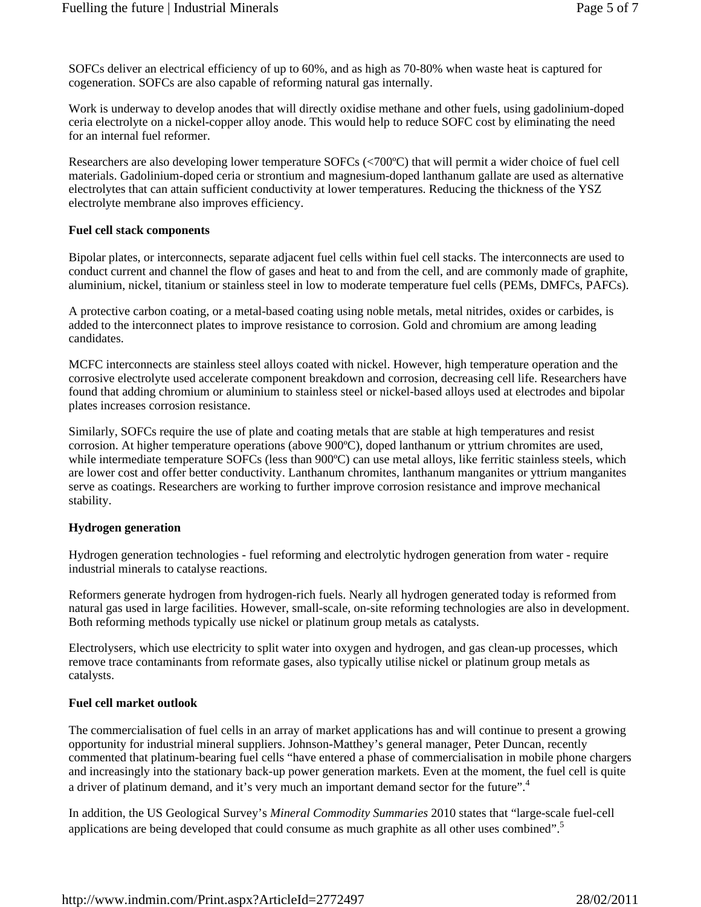SOFCs deliver an electrical efficiency of up to 60%, and as high as 70-80% when waste heat is captured for cogeneration. SOFCs are also capable of reforming natural gas internally.

Work is underway to develop anodes that will directly oxidise methane and other fuels, using gadolinium-doped ceria electrolyte on a nickel-copper alloy anode. This would help to reduce SOFC cost by eliminating the need for an internal fuel reformer.

Researchers are also developing lower temperature SOFCs (<700ºC) that will permit a wider choice of fuel cell materials. Gadolinium-doped ceria or strontium and magnesium-doped lanthanum gallate are used as alternative electrolytes that can attain sufficient conductivity at lower temperatures. Reducing the thickness of the YSZ electrolyte membrane also improves efficiency.

**Fuel cell stack components**

Bipolar plates, or interconnects, separate adjacent fuel cells within fuel cell stacks. The interconnects are used to conduct current and channel the flow of gases and heat to and from the cell, and are commonly made of graphite, aluminium, nickel, titanium or stainless steel in low to moderate temperature fuel cells (PEMs, DMFCs, PAFCs).

A protective carbon coating, or a metal-based coating using noble metals, metal nitrides, oxides or carbides, is added to the interconnect plates to improve resistance to corrosion. Gold and chromium are among leading candidates.

MCFC interconnects are stainless steel alloys coated with nickel. However, high temperature operation and the corrosive electrolyte used accelerate component breakdown and corrosion, decreasing cell life. Researchers have found that adding chromium or aluminium to stainless steel or nickel-based alloys used at electrodes and bipolar plates increases corrosion resistance.

Similarly, SOFCs require the use of plate and coating metals that are stable at high temperatures and resist corrosion. At higher temperature operations (above 900ºC), doped lanthanum or yttrium chromites are used, while intermediate temperature SOFCs (less than 900ºC) can use metal alloys, like ferritic stainless steels, which are lower cost and offer better conductivity. Lanthanum chromites, lanthanum manganites or yttrium manganites serve as coatings. Researchers are working to further improve corrosion resistance and improve mechanical stability.

**Hydrogen generation**

Hydrogen generation technologies - fuel reforming and electrolytic hydrogen generation from water - require industrial minerals to catalyse reactions.

Reformers generate hydrogen from hydrogen-rich fuels. Nearly all hydrogen generated today is reformed from natural gas used in large facilities. However, small-scale, on-site reforming technologies are also in development. Both reforming methods typically use nickel or platinum group metals as catalysts.

Electrolysers, which use electricity to split water into oxygen and hydrogen, and gas clean-up processes, which remove trace contaminants from reformate gases, also typically utilise nickel or platinum group metals as catalysts.

**Fuel cell market outlook**

The commercialisation of fuel cells in an array of market applications has and will continue to present a growing opportunity for industrial mineral suppliers. Johnson-Matthey's general manager, Peter Duncan, recently commented that platinum-bearing fuel cells "have entered a phase of commercialisation in mobile phone chargers and increasingly into the stationary back-up power generation markets. Even at the moment, the fuel cell is quite a driver of platinum demand, and it's very much an important demand sector for the future".[4]

In addition, the US Geological Survey's *Mineral Commodity Summaries* 2010 states that "large-scale fuel-cell applications are being developed that could consume as much graphite as all other uses combined".[5]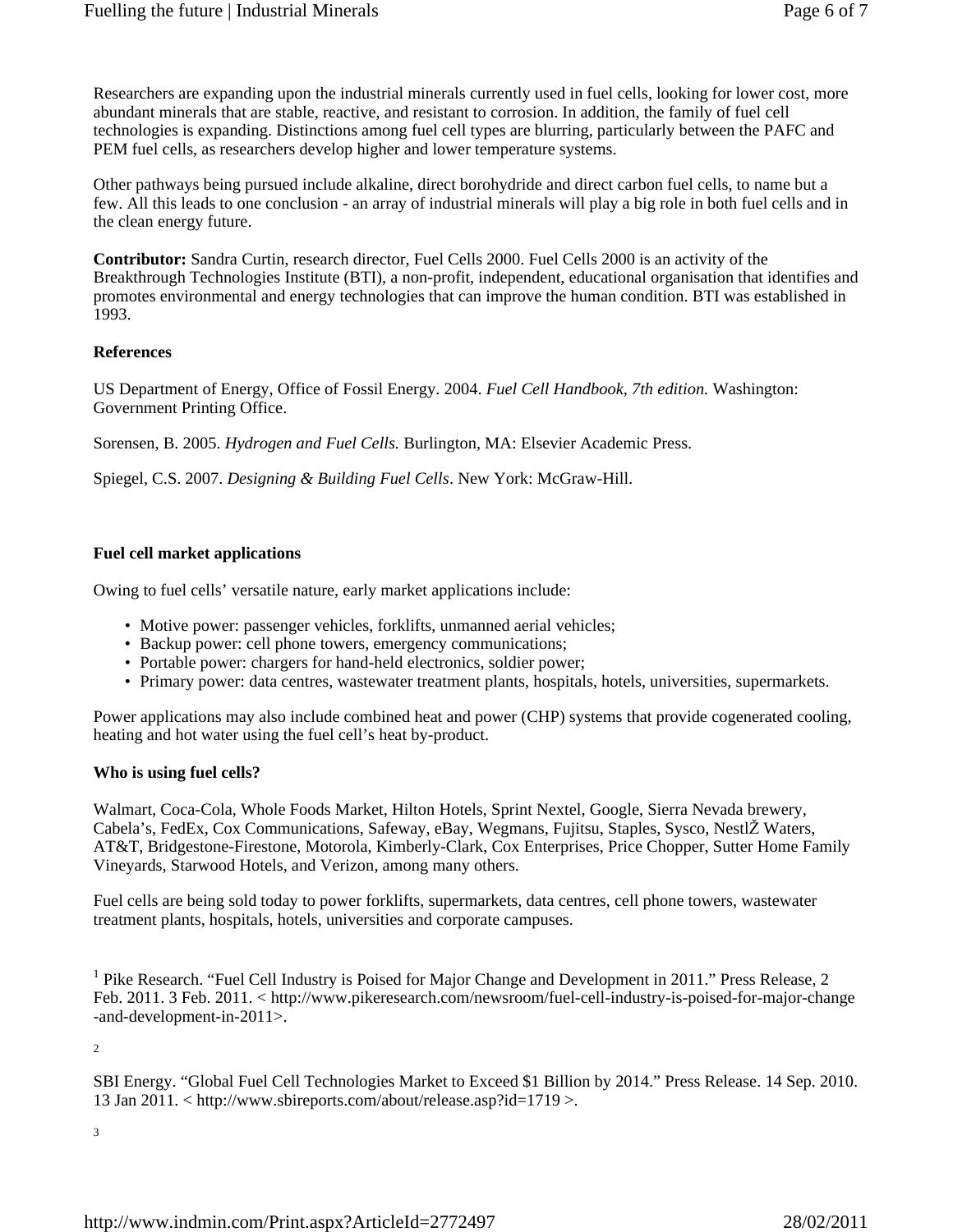Researchers are expanding upon the industrial minerals currently used in fuel cells, looking for lower cost, more abundant minerals that are stable, reactive, and resistant to corrosion. In addition, the family of fuel cell technologies is expanding. Distinctions among fuel cell types are blurring, particularly between the PAFC and PEM fuel cells, as researchers develop higher and lower temperature systems.

Other pathways being pursued include alkaline, direct borohydride and direct carbon fuel cells, to name but a few. All this leads to one conclusion - an array of industrial minerals will play a big role in both fuel cells and in the clean energy future.

**Contributor:** Sandra Curtin, research director, Fuel Cells 2000. Fuel Cells 2000 is an activity of the Breakthrough Technologies Institute (BTI), a non-profit, independent, educational organisation that identifies and promotes environmental and energy technologies that can improve the human condition. BTI was established in 1993.

**References**

US Department of Energy, Office of Fossil Energy. 2004. *Fuel Cell Handbook, 7th edition.* Washington: Government Printing Office.

Sorensen, B. 2005. *Hydrogen and Fuel Cells.* Burlington, MA: Elsevier Academic Press.

Spiegel, C.S. 2007. *Designing & Building Fuel Cells*. New York: McGraw-Hill.

**Fuel cell market applications**

Owing to fuel cells' versatile nature, early market applications include:

- Motive power: passenger vehicles, forklifts, unmanned aerial vehicles;
- Backup power: cell phone towers, emergency communications;
- Portable power: chargers for hand-held electronics, soldier power;
- Primary power: data centres, wastewater treatment plants, hospitals, hotels, universities, supermarkets.

Power applications may also include combined heat and power (CHP) systems that provide cogenerated cooling, heating and hot water using the fuel cell's heat by-product.

**Who is using fuel cells?**

Walmart, Coca-Cola, Whole Foods Market, Hilton Hotels, Sprint Nextel, Google, Sierra Nevada brewery, Cabela's, FedEx, Cox Communications, Safeway, eBay, Wegmans, Fujitsu, Staples, Sysco, NestlŽ Waters, AT&T, Bridgestone-Firestone, Motorola, Kimberly-Clark, Cox Enterprises, Price Chopper, Sutter Home Family Vineyards, Starwood Hotels, and Verizon, among many others.

Fuel cells are being sold today to power forklifts, supermarkets, data centres, cell phone towers, wastewater treatment plants, hospitals, hotels, universities and corporate campuses.

[1] Pike Research. "Fuel Cell Industry is Poised for Major Change and Development in 2011." Press Release, 2 Feb. 2011. 3 Feb. 2011. < http://www.pikeresearch.com/newsroom/fuel-cell-industry-is-poised-for-major-change-and-development-in-2011>.

[2]

SBI Energy. "Global Fuel Cell Technologies Market to Exceed $1 Billion by 2014." Press Release. 14 Sep. 2010. 13 Jan 2011. < http://www.sbireports.com/about/release.asp?id=1719 >.

[3]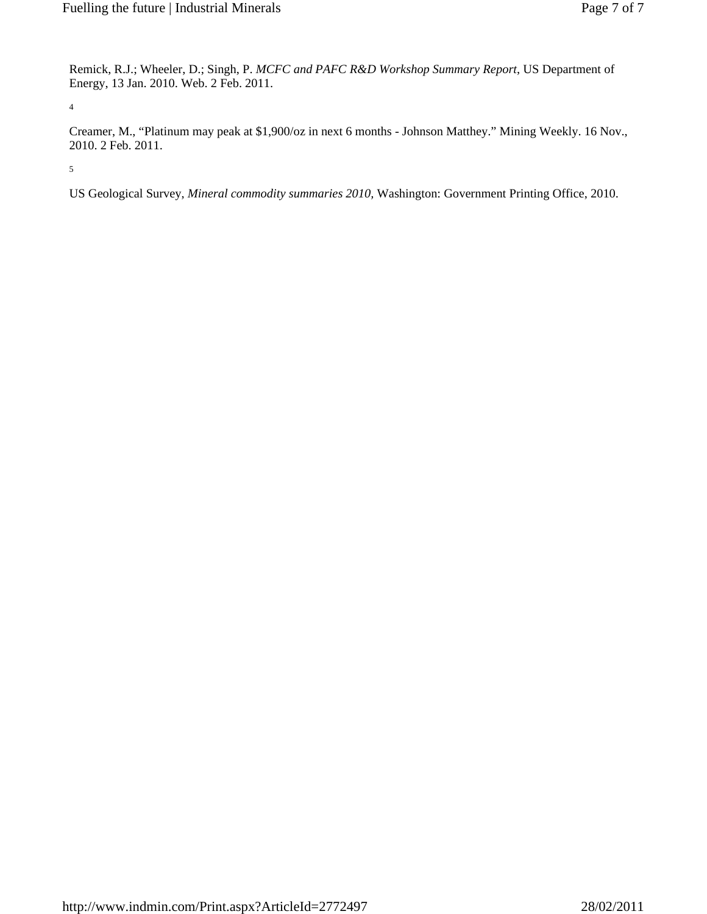Remick, R.J.; Wheeler, D.; Singh, P. *MCFC and PAFC R&D Workshop Summary Report*, US Department of Energy, 13 Jan. 2010. Web. 2 Feb. 2011.

4

Creamer, M., "Platinum may peak at $1,900/oz in next 6 months - Johnson Matthey." Mining Weekly. 16 Nov., 2010. 2 Feb. 2011.

5

US Geological Survey, *Mineral commodity summaries 2010,* Washington: Government Printing Office, 2010.